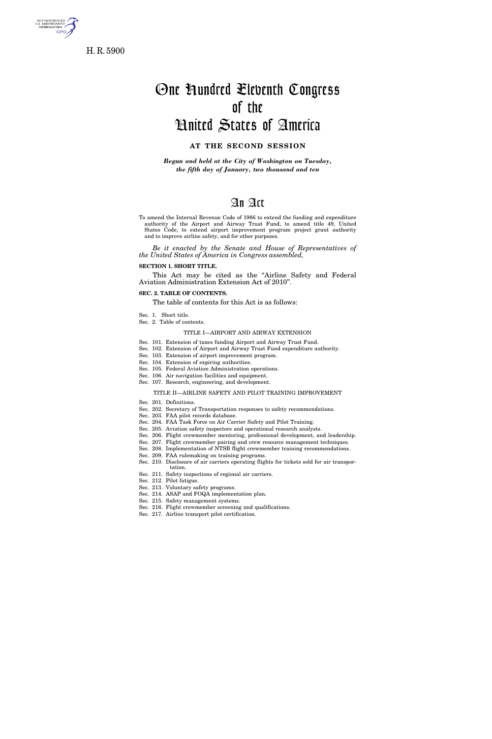H. R. 5900

# One Hundred Eleventh Congress of the United States of America

## AT THE SECOND SESSION

*Begun and held at the City of Washington on Tuesday, the fifth day of January, two thousand and ten*

# An Act

To amend the Internal Revenue Code of 1986 to extend the funding and expenditure authority of the Airport and Airway Trust Fund, to amend title 49, United States Code, to extend airport improvement program project grant authority and to improve airline safety, and for other purposes.

*Be it enacted by the Senate and House of Representatives of the United States of America in Congress assembled,*

**SECTION 1. SHORT TITLE.**

This Act may be cited as the "Airline Safety and Federal Aviation Administration Extension Act of 2010".

**SEC. 2. TABLE OF CONTENTS.**

The table of contents for this Act is as follows:

Sec. 1. Short title.
Sec. 2. Table of contents.

TITLE I—AIRPORT AND AIRWAY EXTENSION

Sec. 101. Extension of taxes funding Airport and Airway Trust Fund.
Sec. 102. Extension of Airport and Airway Trust Fund expenditure authority.
Sec. 103. Extension of airport improvement program.
Sec. 104. Extension of expiring authorities.
Sec. 105. Federal Aviation Administration operations.
Sec. 106. Air navigation facilities and equipment.
Sec. 107. Research, engineering, and development.

TITLE II—AIRLINE SAFETY AND PILOT TRAINING IMPROVEMENT

Sec. 201. Definitions.
Sec. 202. Secretary of Transportation responses to safety recommendations.
Sec. 203. FAA pilot records database.
Sec. 204. FAA Task Force on Air Carrier Safety and Pilot Training.
Sec. 205. Aviation safety inspectors and operational research analysts.
Sec. 206. Flight crewmember mentoring, professional development, and leadership.
Sec. 207. Flight crewmember pairing and crew resource management techniques.
Sec. 208. Implementation of NTSB flight crewmember training recommendations.
Sec. 209. FAA rulemaking on training programs.
Sec. 210. Disclosure of air carriers operating flights for tickets sold for air transportation.
Sec. 211. Safety inspections of regional air carriers.
Sec. 212. Pilot fatigue.
Sec. 213. Voluntary safety programs.
Sec. 214. ASAP and FOQA implementation plan.
Sec. 215. Safety management systems.
Sec. 216. Flight crewmember screening and qualifications.
Sec. 217. Airline transport pilot certification.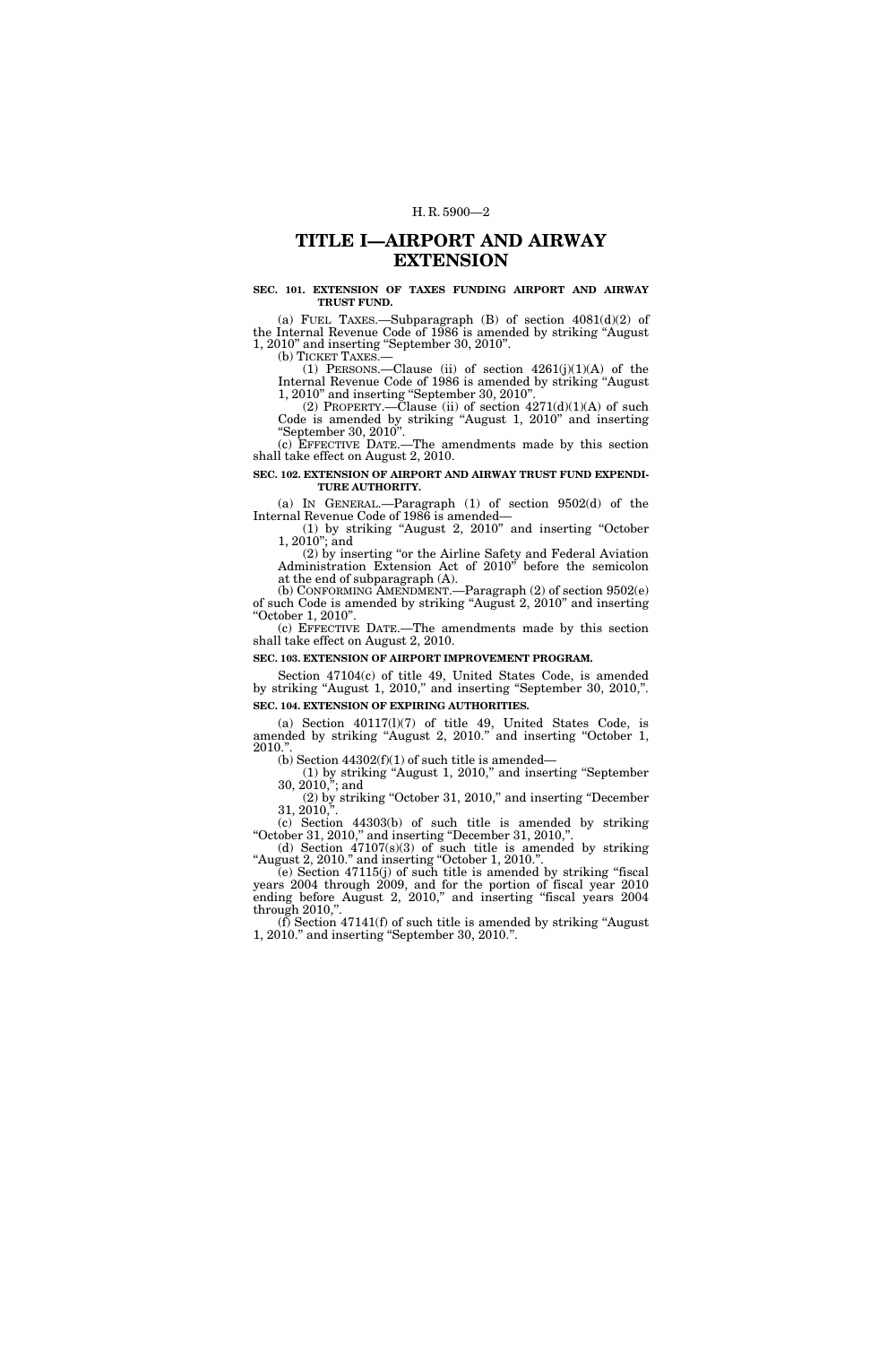# TITLE I—AIRPORT AND AIRWAY EXTENSION

**SEC. 101. EXTENSION OF TAXES FUNDING AIRPORT AND AIRWAY TRUST FUND.**

(a) FUEL TAXES.—Subparagraph (B) of section 4081(d)(2) of the Internal Revenue Code of 1986 is amended by striking "August 1, 2010" and inserting "September 30, 2010".

(b) TICKET TAXES.—

(1) PERSONS.—Clause (ii) of section 4261(j)(1)(A) of the Internal Revenue Code of 1986 is amended by striking "August 1, 2010" and inserting "September 30, 2010".

(2) PROPERTY.—Clause (ii) of section 4271(d)(1)(A) of such Code is amended by striking "August 1, 2010" and inserting "September 30, 2010".

(c) EFFECTIVE DATE.—The amendments made by this section shall take effect on August 2, 2010.

**SEC. 102. EXTENSION OF AIRPORT AND AIRWAY TRUST FUND EXPENDITURE AUTHORITY.**

(a) IN GENERAL.—Paragraph (1) of section 9502(d) of the Internal Revenue Code of 1986 is amended—

(1) by striking "August 2, 2010" and inserting "October 1, 2010"; and

(2) by inserting "or the Airline Safety and Federal Aviation Administration Extension Act of 2010" before the semicolon at the end of subparagraph (A).

(b) CONFORMING AMENDMENT.—Paragraph (2) of section 9502(e) of such Code is amended by striking "August 2, 2010" and inserting "October 1, 2010".

(c) EFFECTIVE DATE.—The amendments made by this section shall take effect on August 2, 2010.

**SEC. 103. EXTENSION OF AIRPORT IMPROVEMENT PROGRAM.**

Section 47104(c) of title 49, United States Code, is amended by striking "August 1, 2010," and inserting "September 30, 2010,".

**SEC. 104. EXTENSION OF EXPIRING AUTHORITIES.**

(a) Section 40117(l)(7) of title 49, United States Code, is amended by striking "August 2, 2010." and inserting "October 1, 2010.".

(b) Section 44302(f)(1) of such title is amended—

(1) by striking "August 1, 2010," and inserting "September 30, 2010,"; and

(2) by striking "October 31, 2010," and inserting "December 31, 2010,".

(c) Section 44303(b) of such title is amended by striking "October 31, 2010," and inserting "December 31, 2010,".

(d) Section 47107(s)(3) of such title is amended by striking "August 2, 2010." and inserting "October 1, 2010.".

(e) Section 47115(j) of such title is amended by striking "fiscal years 2004 through 2009, and for the portion of fiscal year 2010 ending before August 2, 2010," and inserting "fiscal years 2004 through 2010,".

(f) Section 47141(f) of such title is amended by striking "August 1, 2010." and inserting "September 30, 2010.".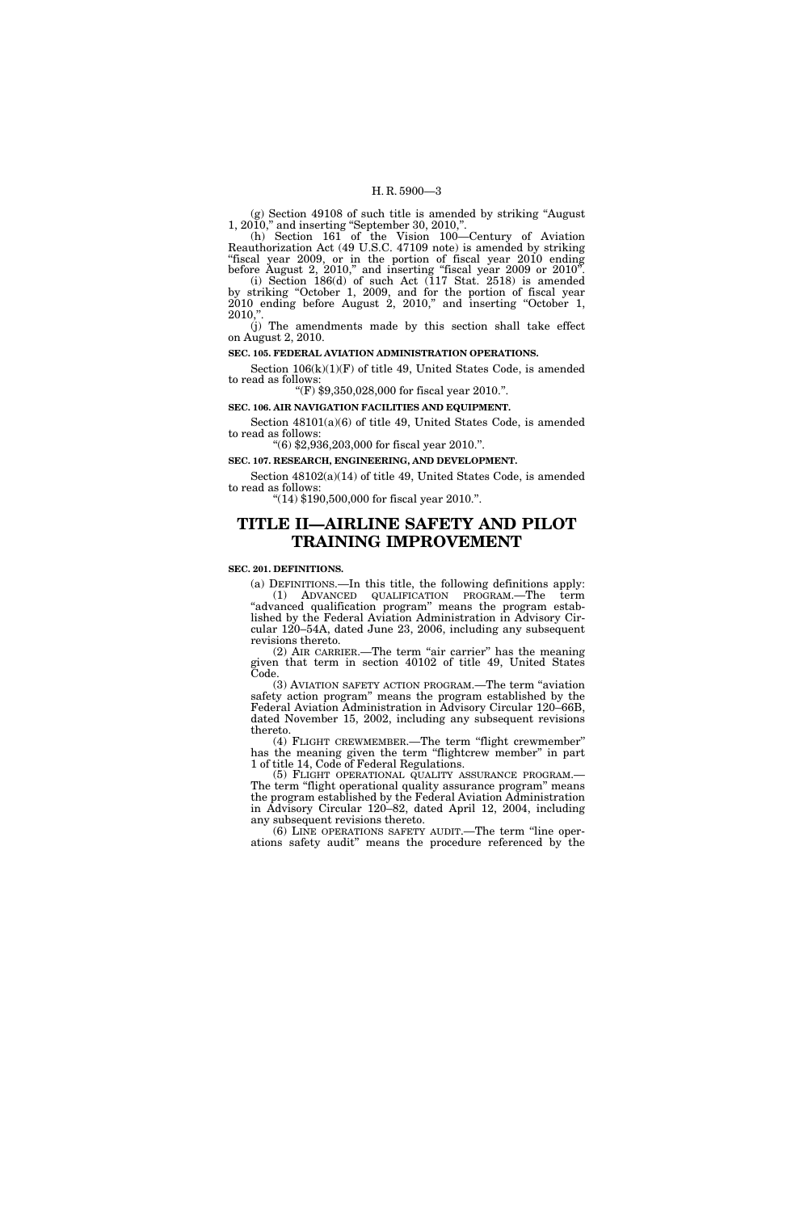(g) Section 49108 of such title is amended by striking "August 1, 2010," and inserting "September 30, 2010,".

(h) Section 161 of the Vision 100—Century of Aviation Reauthorization Act (49 U.S.C. 47109 note) is amended by striking "fiscal year 2009, or in the portion of fiscal year 2010 ending before August 2, 2010," and inserting "fiscal year 2009 or 2010".

(i) Section 186(d) of such Act (117 Stat. 2518) is amended by striking "October 1, 2009, and for the portion of fiscal year 2010 ending before August 2, 2010," and inserting "October 1, 2010,".

(j) The amendments made by this section shall take effect on August 2, 2010.

**SEC. 105. FEDERAL AVIATION ADMINISTRATION OPERATIONS.**

Section 106(k)(1)(F) of title 49, United States Code, is amended to read as follows:

"(F) $9,350,028,000 for fiscal year 2010.".

**SEC. 106. AIR NAVIGATION FACILITIES AND EQUIPMENT.**

Section 48101(a)(6) of title 49, United States Code, is amended to read as follows:

"(6) $2,936,203,000 for fiscal year 2010.".

**SEC. 107. RESEARCH, ENGINEERING, AND DEVELOPMENT.**

Section 48102(a)(14) of title 49, United States Code, is amended to read as follows:

"(14) $190,500,000 for fiscal year 2010.".

# TITLE II—AIRLINE SAFETY AND PILOT TRAINING IMPROVEMENT

**SEC. 201. DEFINITIONS.**

(a) DEFINITIONS.—In this title, the following definitions apply:

(1) ADVANCED QUALIFICATION PROGRAM.—The term "advanced qualification program" means the program established by the Federal Aviation Administration in Advisory Circular 120–54A, dated June 23, 2006, including any subsequent revisions thereto.

(2) AIR CARRIER.—The term "air carrier" has the meaning given that term in section 40102 of title 49, United States Code.

(3) AVIATION SAFETY ACTION PROGRAM.—The term "aviation safety action program" means the program established by the Federal Aviation Administration in Advisory Circular 120–66B, dated November 15, 2002, including any subsequent revisions thereto.

(4) FLIGHT CREWMEMBER.—The term "flight crewmember" has the meaning given the term "flightcrew member" in part 1 of title 14, Code of Federal Regulations.

(5) FLIGHT OPERATIONAL QUALITY ASSURANCE PROGRAM.—The term "flight operational quality assurance program" means the program established by the Federal Aviation Administration in Advisory Circular 120–82, dated April 12, 2004, including any subsequent revisions thereto.

(6) LINE OPERATIONS SAFETY AUDIT.—The term "line operations safety audit" means the procedure referenced by the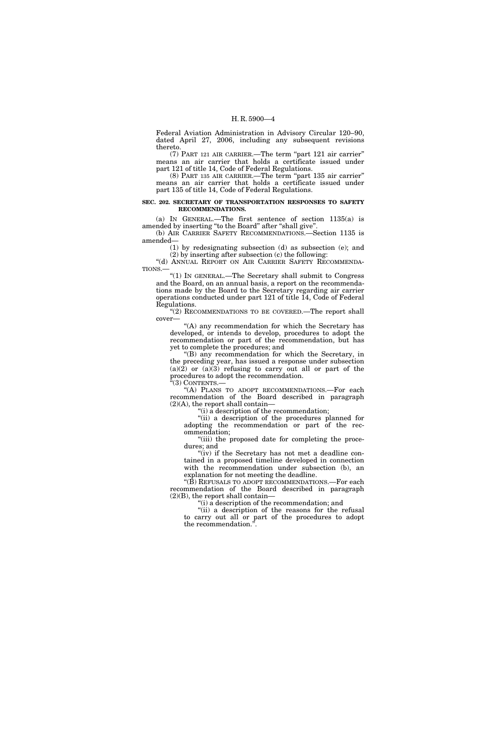Federal Aviation Administration in Advisory Circular 120–90, dated April 27, 2006, including any subsequent revisions thereto.

(7) PART 121 AIR CARRIER.—The term "part 121 air carrier" means an air carrier that holds a certificate issued under part 121 of title 14, Code of Federal Regulations.

(8) PART 135 AIR CARRIER.—The term "part 135 air carrier" means an air carrier that holds a certificate issued under part 135 of title 14, Code of Federal Regulations.

**SEC. 202. SECRETARY OF TRANSPORTATION RESPONSES TO SAFETY RECOMMENDATIONS.**

(a) IN GENERAL.—The first sentence of section 1135(a) is amended by inserting "to the Board" after "shall give".

(b) AIR CARRIER SAFETY RECOMMENDATIONS.—Section 1135 is amended—

(1) by redesignating subsection (d) as subsection (e); and

(2) by inserting after subsection (c) the following:

"(d) ANNUAL REPORT ON AIR CARRIER SAFETY RECOMMENDATIONS.—

"(1) IN GENERAL.—The Secretary shall submit to Congress and the Board, on an annual basis, a report on the recommendations made by the Board to the Secretary regarding air carrier operations conducted under part 121 of title 14, Code of Federal Regulations.

"(2) RECOMMENDATIONS TO BE COVERED.—The report shall cover—

"(A) any recommendation for which the Secretary has developed, or intends to develop, procedures to adopt the recommendation or part of the recommendation, but has yet to complete the procedures; and

"(B) any recommendation for which the Secretary, in the preceding year, has issued a response under subsection (a)(2) or (a)(3) refusing to carry out all or part of the procedures to adopt the recommendation.

"(3) CONTENTS.—

"(A) PLANS TO ADOPT RECOMMENDATIONS.—For each recommendation of the Board described in paragraph (2)(A), the report shall contain—

"(i) a description of the recommendation;

"(ii) a description of the procedures planned for adopting the recommendation or part of the recommendation;

"(iii) the proposed date for completing the procedures; and

"(iv) if the Secretary has not met a deadline contained in a proposed timeline developed in connection with the recommendation under subsection (b), an explanation for not meeting the deadline.

"(B) REFUSALS TO ADOPT RECOMMENDATIONS.—For each recommendation of the Board described in paragraph (2)(B), the report shall contain—

"(i) a description of the recommendation; and

"(ii) a description of the reasons for the refusal to carry out all or part of the procedures to adopt the recommendation.".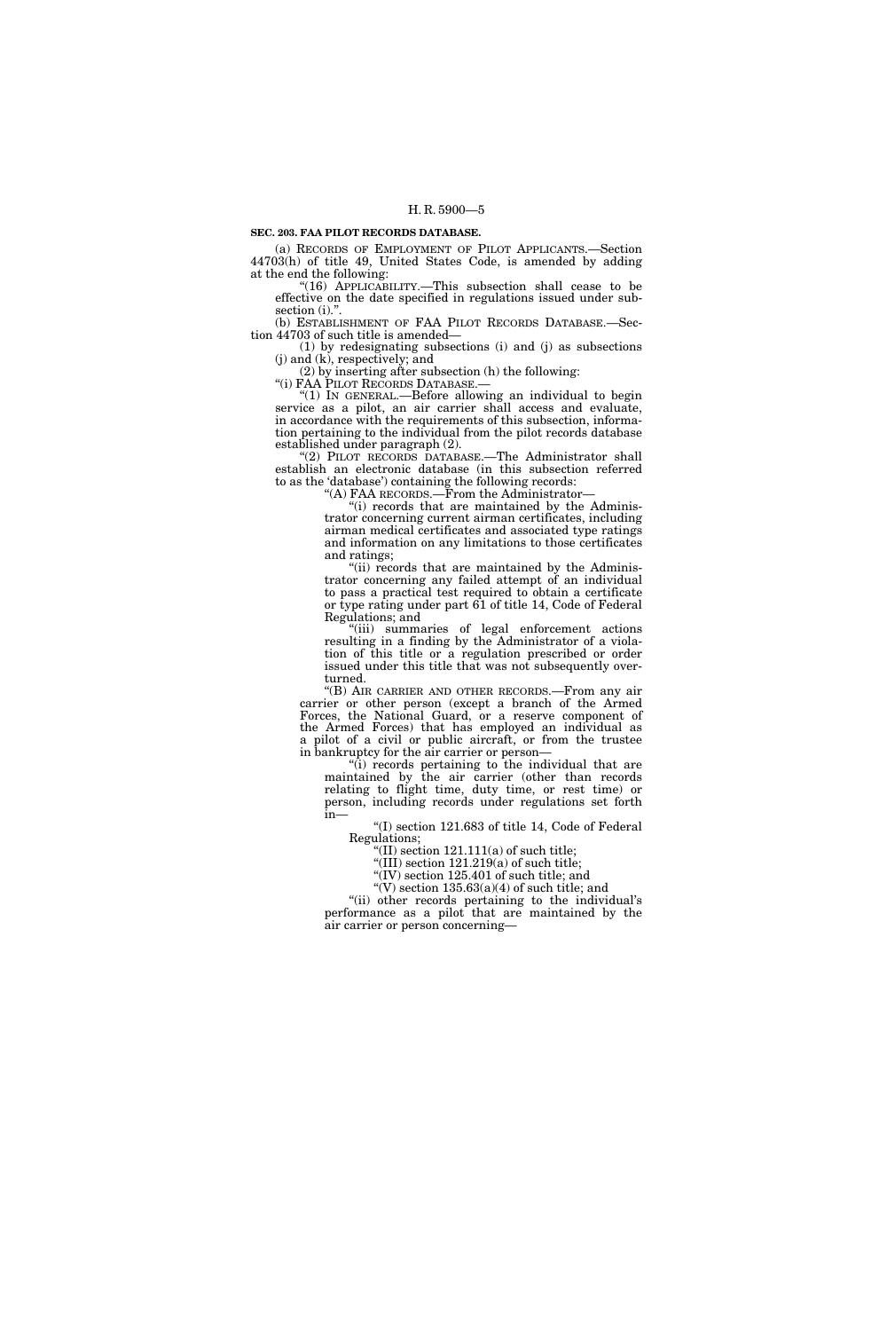**SEC. 203. FAA PILOT RECORDS DATABASE.**

(a) RECORDS OF EMPLOYMENT OF PILOT APPLICANTS.—Section 44703(h) of title 49, United States Code, is amended by adding at the end the following:

"(16) APPLICABILITY.—This subsection shall cease to be effective on the date specified in regulations issued under subsection (i).".

(b) ESTABLISHMENT OF FAA PILOT RECORDS DATABASE.—Section 44703 of such title is amended—

(1) by redesignating subsections (i) and (j) as subsections (j) and (k), respectively; and

(2) by inserting after subsection (h) the following:

"(i) FAA PILOT RECORDS DATABASE.—

"(1) IN GENERAL.—Before allowing an individual to begin service as a pilot, an air carrier shall access and evaluate, in accordance with the requirements of this subsection, information pertaining to the individual from the pilot records database established under paragraph (2).

"(2) PILOT RECORDS DATABASE.—The Administrator shall establish an electronic database (in this subsection referred to as the 'database') containing the following records:

"(A) FAA RECORDS.—From the Administrator—

"(i) records that are maintained by the Administrator concerning current airman certificates, including airman medical certificates and associated type ratings and information on any limitations to those certificates and ratings;

"(ii) records that are maintained by the Administrator concerning any failed attempt of an individual to pass a practical test required to obtain a certificate or type rating under part 61 of title 14, Code of Federal Regulations; and

"(iii) summaries of legal enforcement actions resulting in a finding by the Administrator of a violation of this title or a regulation prescribed or order issued under this title that was not subsequently overturned.

"(B) AIR CARRIER AND OTHER RECORDS.—From any air carrier or other person (except a branch of the Armed Forces, the National Guard, or a reserve component of the Armed Forces) that has employed an individual as a pilot of a civil or public aircraft, or from the trustee in bankruptcy for the air carrier or person—

"(i) records pertaining to the individual that are maintained by the air carrier (other than records relating to flight time, duty time, or rest time) or person, including records under regulations set forth in—

"(I) section 121.683 of title 14, Code of Federal Regulations;

"(II) section 121.111(a) of such title;

"(III) section 121.219(a) of such title;

"(IV) section 125.401 of such title; and

"(V) section 135.63(a)(4) of such title; and

"(ii) other records pertaining to the individual's performance as a pilot that are maintained by the air carrier or person concerning—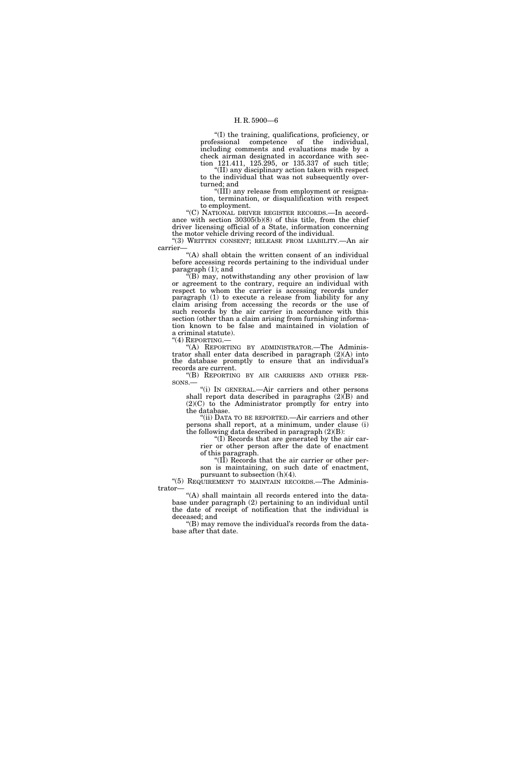"(I) the training, qualifications, proficiency, or professional competence of the individual, including comments and evaluations made by a check airman designated in accordance with section 121.411, 125.295, or 135.337 of such title;

"(II) any disciplinary action taken with respect to the individual that was not subsequently overturned; and

"(III) any release from employment or resignation, termination, or disqualification with respect to employment.

"(C) NATIONAL DRIVER REGISTER RECORDS.—In accordance with section 30305(b)(8) of this title, from the chief driver licensing official of a State, information concerning the motor vehicle driving record of the individual.

"(3) WRITTEN CONSENT; RELEASE FROM LIABILITY.—An air carrier—

"(A) shall obtain the written consent of an individual before accessing records pertaining to the individual under paragraph (1); and

"(B) may, notwithstanding any other provision of law or agreement to the contrary, require an individual with respect to whom the carrier is accessing records under paragraph (1) to execute a release from liability for any claim arising from accessing the records or the use of such records by the air carrier in accordance with this section (other than a claim arising from furnishing information known to be false and maintained in violation of a criminal statute).

"(4) REPORTING.—

"(A) REPORTING BY ADMINISTRATOR.—The Administrator shall enter data described in paragraph (2)(A) into the database promptly to ensure that an individual's records are current.

"(B) REPORTING BY AIR CARRIERS AND OTHER PERSONS.—

"(i) IN GENERAL.—Air carriers and other persons shall report data described in paragraphs (2)(B) and (2)(C) to the Administrator promptly for entry into the database.

"(ii) DATA TO BE REPORTED.—Air carriers and other persons shall report, at a minimum, under clause (i) the following data described in paragraph (2)(B):

"(I) Records that are generated by the air carrier or other person after the date of enactment of this paragraph.

"(II) Records that the air carrier or other person is maintaining, on such date of enactment, pursuant to subsection (h)(4).

"(5) REQUIREMENT TO MAINTAIN RECORDS.—The Administrator—

"(A) shall maintain all records entered into the database under paragraph (2) pertaining to an individual until the date of receipt of notification that the individual is deceased; and

"(B) may remove the individual's records from the database after that date.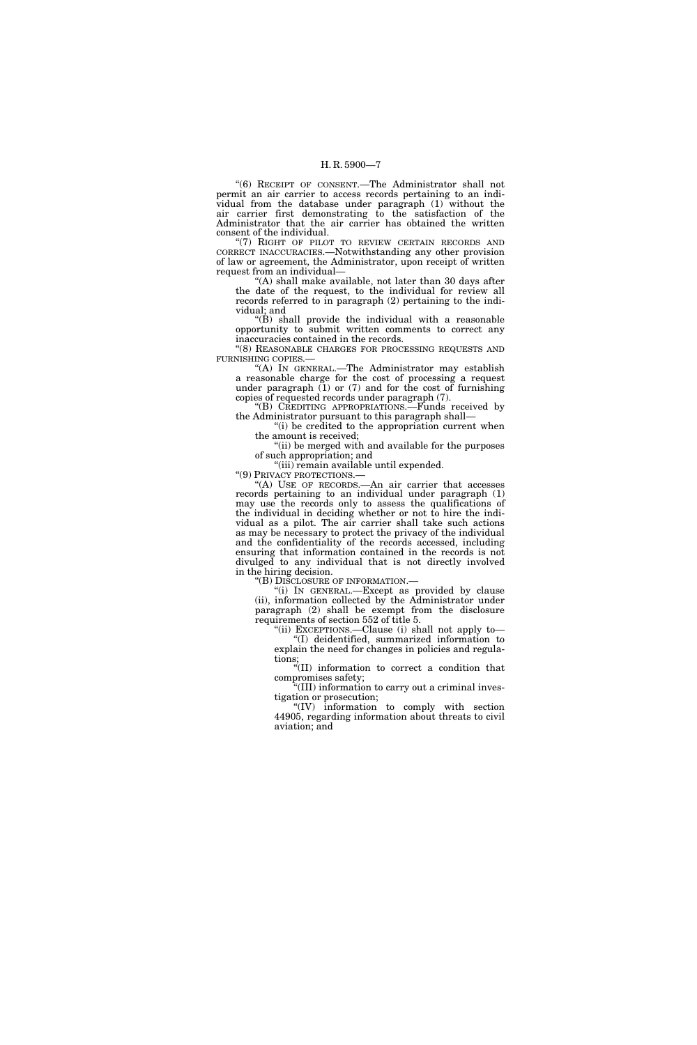"(6) RECEIPT OF CONSENT.—The Administrator shall not permit an air carrier to access records pertaining to an individual from the database under paragraph (1) without the air carrier first demonstrating to the satisfaction of the Administrator that the air carrier has obtained the written consent of the individual.

"(7) RIGHT OF PILOT TO REVIEW CERTAIN RECORDS AND CORRECT INACCURACIES.—Notwithstanding any other provision of law or agreement, the Administrator, upon receipt of written request from an individual—

"(A) shall make available, not later than 30 days after the date of the request, to the individual for review all records referred to in paragraph (2) pertaining to the individual; and

"(B) shall provide the individual with a reasonable opportunity to submit written comments to correct any inaccuracies contained in the records.

"(8) REASONABLE CHARGES FOR PROCESSING REQUESTS AND FURNISHING COPIES.—

"(A) IN GENERAL.—The Administrator may establish a reasonable charge for the cost of processing a request under paragraph (1) or (7) and for the cost of furnishing copies of requested records under paragraph (7).

"(B) CREDITING APPROPRIATIONS.—Funds received by the Administrator pursuant to this paragraph shall—

"(i) be credited to the appropriation current when the amount is received;

"(ii) be merged with and available for the purposes of such appropriation; and

"(iii) remain available until expended.

"(9) PRIVACY PROTECTIONS.—

"(A) USE OF RECORDS.—An air carrier that accesses records pertaining to an individual under paragraph (1) may use the records only to assess the qualifications of the individual in deciding whether or not to hire the individual as a pilot. The air carrier shall take such actions as may be necessary to protect the privacy of the individual and the confidentiality of the records accessed, including ensuring that information contained in the records is not divulged to any individual that is not directly involved in the hiring decision.

"(B) DISCLOSURE OF INFORMATION.—

"(i) IN GENERAL.—Except as provided by clause (ii), information collected by the Administrator under paragraph (2) shall be exempt from the disclosure requirements of section 552 of title 5.

"(ii) EXCEPTIONS.—Clause (i) shall not apply to—

"(I) deidentified, summarized information to explain the need for changes in policies and regulations;

"(II) information to correct a condition that compromises safety;

"(III) information to carry out a criminal investigation or prosecution;

"(IV) information to comply with section 44905, regarding information about threats to civil aviation; and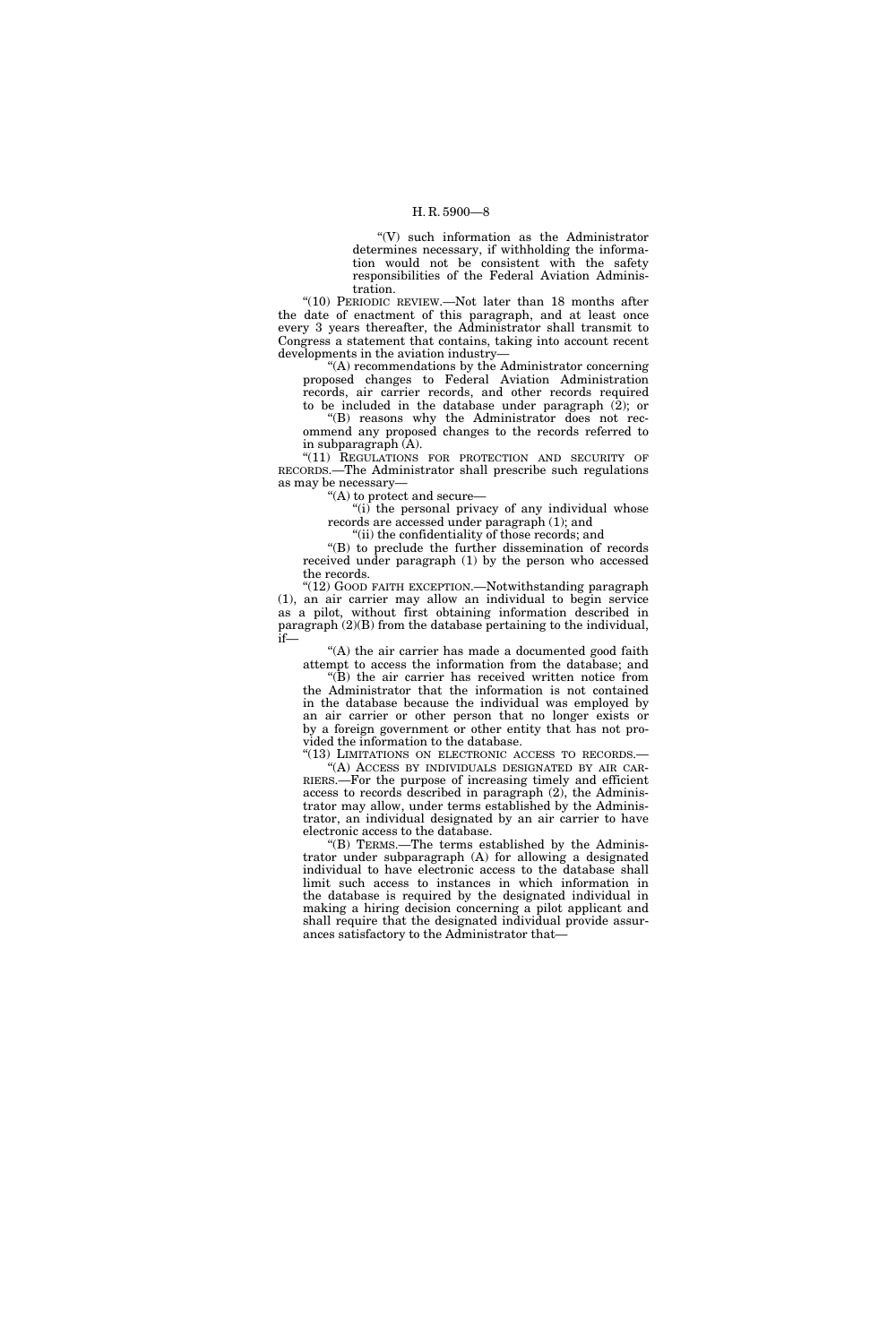"(V) such information as the Administrator determines necessary, if withholding the information would not be consistent with the safety responsibilities of the Federal Aviation Administration.

"(10) PERIODIC REVIEW.—Not later than 18 months after the date of enactment of this paragraph, and at least once every 3 years thereafter, the Administrator shall transmit to Congress a statement that contains, taking into account recent developments in the aviation industry—

"(A) recommendations by the Administrator concerning proposed changes to Federal Aviation Administration records, air carrier records, and other records required to be included in the database under paragraph (2); or

"(B) reasons why the Administrator does not recommend any proposed changes to the records referred to in subparagraph (A).

"(11) REGULATIONS FOR PROTECTION AND SECURITY OF RECORDS.—The Administrator shall prescribe such regulations as may be necessary—

"(A) to protect and secure—

"(i) the personal privacy of any individual whose records are accessed under paragraph (1); and

"(ii) the confidentiality of those records; and

"(B) to preclude the further dissemination of records received under paragraph (1) by the person who accessed the records.

"(12) GOOD FAITH EXCEPTION.—Notwithstanding paragraph (1), an air carrier may allow an individual to begin service as a pilot, without first obtaining information described in paragraph (2)(B) from the database pertaining to the individual, if—

"(A) the air carrier has made a documented good faith attempt to access the information from the database; and

"(B) the air carrier has received written notice from the Administrator that the information is not contained in the database because the individual was employed by an air carrier or other person that no longer exists or by a foreign government or other entity that has not provided the information to the database.

"(13) LIMITATIONS ON ELECTRONIC ACCESS TO RECORDS.—

"(A) ACCESS BY INDIVIDUALS DESIGNATED BY AIR CARRIERS.—For the purpose of increasing timely and efficient access to records described in paragraph (2), the Administrator may allow, under terms established by the Administrator, an individual designated by an air carrier to have electronic access to the database.

"(B) TERMS.—The terms established by the Administrator under subparagraph (A) for allowing a designated individual to have electronic access to the database shall limit such access to instances in which information in the database is required by the designated individual in making a hiring decision concerning a pilot applicant and shall require that the designated individual provide assurances satisfactory to the Administrator that—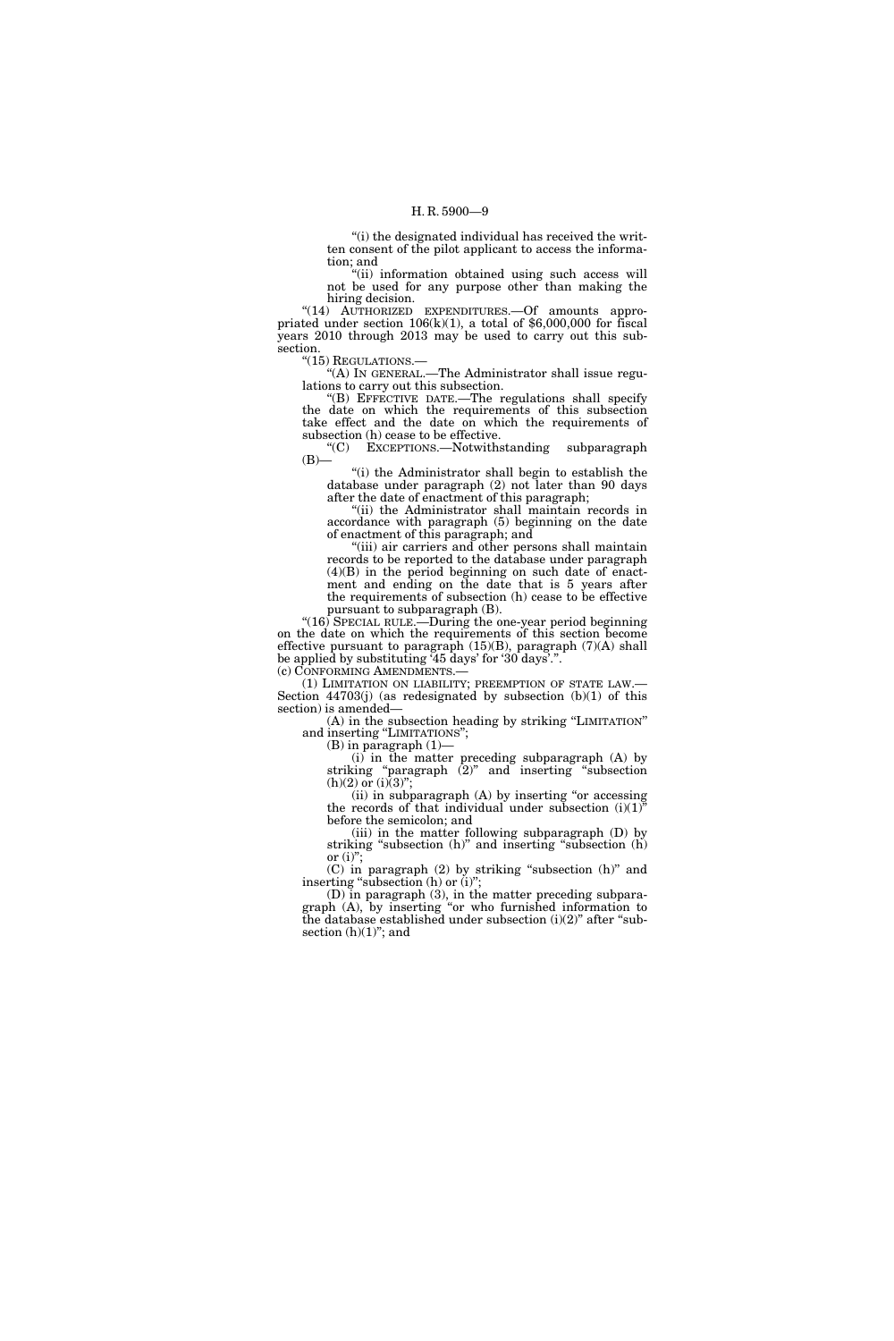"(i) the designated individual has received the written consent of the pilot applicant to access the information; and

"(ii) information obtained using such access will not be used for any purpose other than making the hiring decision.

"(14) AUTHORIZED EXPENDITURES.—Of amounts appropriated under section 106(k)(1), a total of $6,000,000 for fiscal years 2010 through 2013 may be used to carry out this subsection.

"(15) REGULATIONS.—

"(A) IN GENERAL.—The Administrator shall issue regulations to carry out this subsection.

"(B) EFFECTIVE DATE.—The regulations shall specify the date on which the requirements of this subsection take effect and the date on which the requirements of subsection (h) cease to be effective.

"(C) EXCEPTIONS.—Notwithstanding subparagraph (B)—

"(i) the Administrator shall begin to establish the database under paragraph (2) not later than 90 days after the date of enactment of this paragraph;

"(ii) the Administrator shall maintain records in accordance with paragraph (5) beginning on the date of enactment of this paragraph; and

"(iii) air carriers and other persons shall maintain records to be reported to the database under paragraph (4)(B) in the period beginning on such date of enactment and ending on the date that is 5 years after the requirements of subsection (h) cease to be effective pursuant to subparagraph (B).

"(16) SPECIAL RULE.—During the one-year period beginning on the date on which the requirements of this section become effective pursuant to paragraph (15)(B), paragraph (7)(A) shall be applied by substituting '45 days' for '30 days'.".

(c) CONFORMING AMENDMENTS.—

(1) LIMITATION ON LIABILITY; PREEMPTION OF STATE LAW.—Section 44703(j) (as redesignated by subsection (b)(1) of this section) is amended—

(A) in the subsection heading by striking "LIMITATION" and inserting "LIMITATIONS";

(B) in paragraph (1)—

(i) in the matter preceding subparagraph (A) by striking "paragraph (2)" and inserting "subsection (h)(2) or (i)(3)";

(ii) in subparagraph (A) by inserting "or accessing the records of that individual under subsection (i)(1)" before the semicolon; and

(iii) in the matter following subparagraph (D) by striking "subsection (h)" and inserting "subsection (h) or (i)";

(C) in paragraph (2) by striking "subsection (h)" and inserting "subsection (h) or (i)";

(D) in paragraph (3), in the matter preceding subparagraph (A), by inserting "or who furnished information to the database established under subsection (i)(2)" after "subsection (h)(1)"; and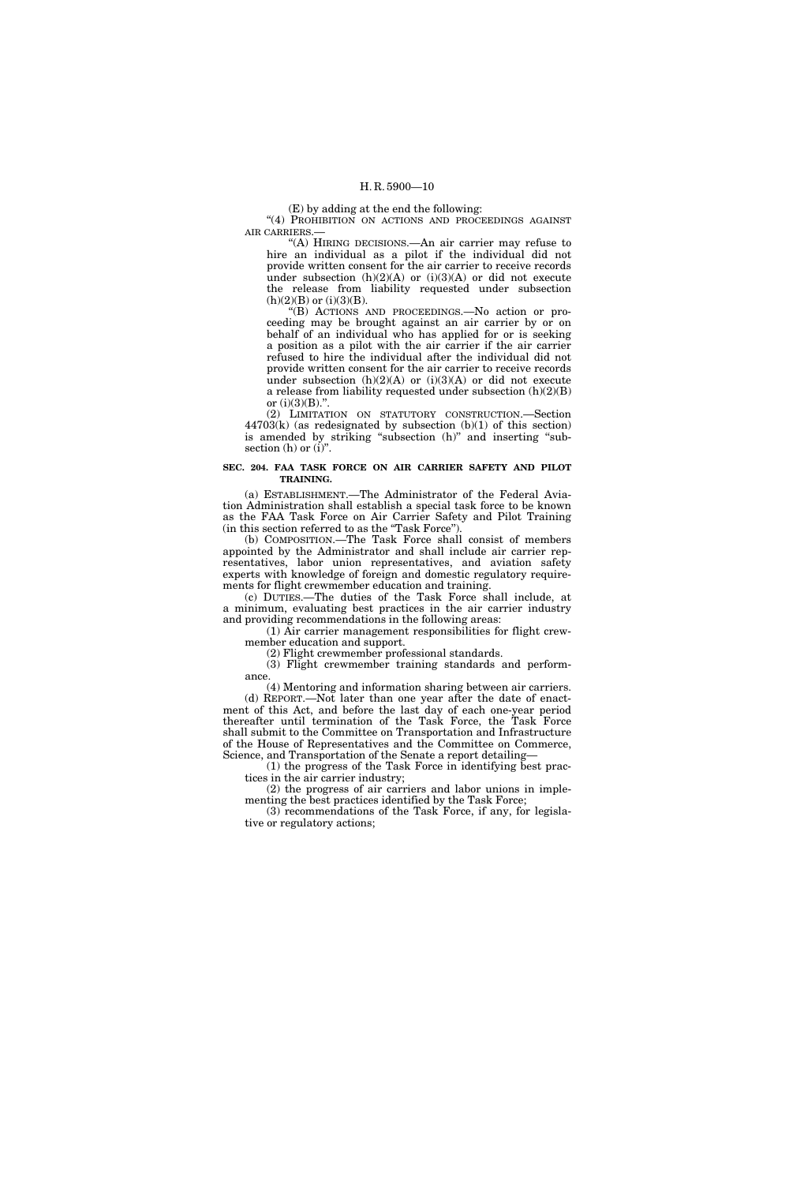(E) by adding at the end the following:

"(4) PROHIBITION ON ACTIONS AND PROCEEDINGS AGAINST AIR CARRIERS.—

"(A) HIRING DECISIONS.—An air carrier may refuse to hire an individual as a pilot if the individual did not provide written consent for the air carrier to receive records under subsection (h)(2)(A) or (i)(3)(A) or did not execute the release from liability requested under subsection (h)(2)(B) or (i)(3)(B).

"(B) ACTIONS AND PROCEEDINGS.—No action or proceeding may be brought against an air carrier by or on behalf of an individual who has applied for or is seeking a position as a pilot with the air carrier if the air carrier refused to hire the individual after the individual did not provide written consent for the air carrier to receive records under subsection (h)(2)(A) or (i)(3)(A) or did not execute a release from liability requested under subsection (h)(2)(B) or (i)(3)(B).".

(2) LIMITATION ON STATUTORY CONSTRUCTION.—Section 44703(k) (as redesignated by subsection (b)(1) of this section) is amended by striking "subsection (h)" and inserting "subsection (h) or (i)".

**SEC. 204. FAA TASK FORCE ON AIR CARRIER SAFETY AND PILOT TRAINING.**

(a) ESTABLISHMENT.—The Administrator of the Federal Aviation Administration shall establish a special task force to be known as the FAA Task Force on Air Carrier Safety and Pilot Training (in this section referred to as the "Task Force").

(b) COMPOSITION.—The Task Force shall consist of members appointed by the Administrator and shall include air carrier representatives, labor union representatives, and aviation safety experts with knowledge of foreign and domestic regulatory requirements for flight crewmember education and training.

(c) DUTIES.—The duties of the Task Force shall include, at a minimum, evaluating best practices in the air carrier industry and providing recommendations in the following areas:

(1) Air carrier management responsibilities for flight crewmember education and support.

(2) Flight crewmember professional standards.

(3) Flight crewmember training standards and performance.

(4) Mentoring and information sharing between air carriers.

(d) REPORT.—Not later than one year after the date of enactment of this Act, and before the last day of each one-year period thereafter until termination of the Task Force, the Task Force shall submit to the Committee on Transportation and Infrastructure of the House of Representatives and the Committee on Commerce, Science, and Transportation of the Senate a report detailing—

(1) the progress of the Task Force in identifying best practices in the air carrier industry;

(2) the progress of air carriers and labor unions in implementing the best practices identified by the Task Force;

(3) recommendations of the Task Force, if any, for legislative or regulatory actions;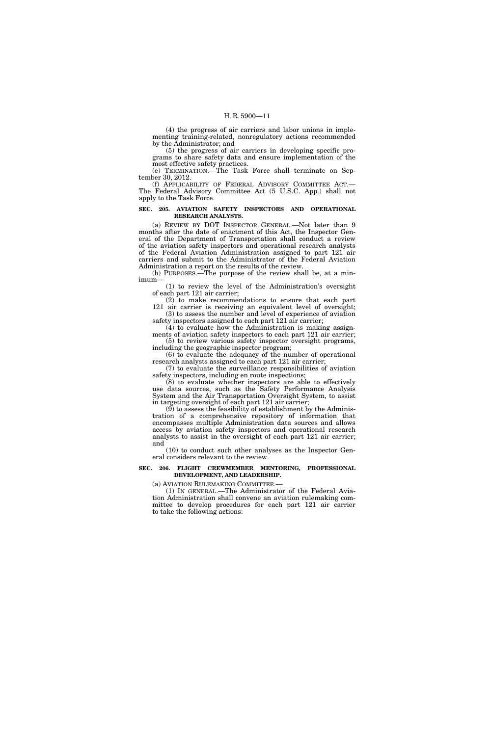(4) the progress of air carriers and labor unions in implementing training-related, nonregulatory actions recommended by the Administrator; and

(5) the progress of air carriers in developing specific programs to share safety data and ensure implementation of the most effective safety practices.

(e) TERMINATION.—The Task Force shall terminate on September 30, 2012.

(f) APPLICABILITY OF FEDERAL ADVISORY COMMITTEE ACT.—The Federal Advisory Committee Act (5 U.S.C. App.) shall not apply to the Task Force.

**SEC. 205. AVIATION SAFETY INSPECTORS AND OPERATIONAL RESEARCH ANALYSTS.**

(a) REVIEW BY DOT INSPECTOR GENERAL.—Not later than 9 months after the date of enactment of this Act, the Inspector General of the Department of Transportation shall conduct a review of the aviation safety inspectors and operational research analysts of the Federal Aviation Administration assigned to part 121 air carriers and submit to the Administrator of the Federal Aviation Administration a report on the results of the review.

(b) PURPOSES.—The purpose of the review shall be, at a minimum—

(1) to review the level of the Administration's oversight of each part 121 air carrier;

(2) to make recommendations to ensure that each part 121 air carrier is receiving an equivalent level of oversight;

(3) to assess the number and level of experience of aviation safety inspectors assigned to each part 121 air carrier;

(4) to evaluate how the Administration is making assignments of aviation safety inspectors to each part 121 air carrier;

(5) to review various safety inspector oversight programs, including the geographic inspector program;

(6) to evaluate the adequacy of the number of operational research analysts assigned to each part 121 air carrier;

(7) to evaluate the surveillance responsibilities of aviation safety inspectors, including en route inspections;

(8) to evaluate whether inspectors are able to effectively use data sources, such as the Safety Performance Analysis System and the Air Transportation Oversight System, to assist in targeting oversight of each part 121 air carrier;

(9) to assess the feasibility of establishment by the Administration of a comprehensive repository of information that encompasses multiple Administration data sources and allows access by aviation safety inspectors and operational research analysts to assist in the oversight of each part 121 air carrier; and

(10) to conduct such other analyses as the Inspector General considers relevant to the review.

**SEC. 206. FLIGHT CREWMEMBER MENTORING, PROFESSIONAL DEVELOPMENT, AND LEADERSHIP.**

(a) AVIATION RULEMAKING COMMITTEE.—

(1) IN GENERAL.—The Administrator of the Federal Aviation Administration shall convene an aviation rulemaking committee to develop procedures for each part 121 air carrier to take the following actions: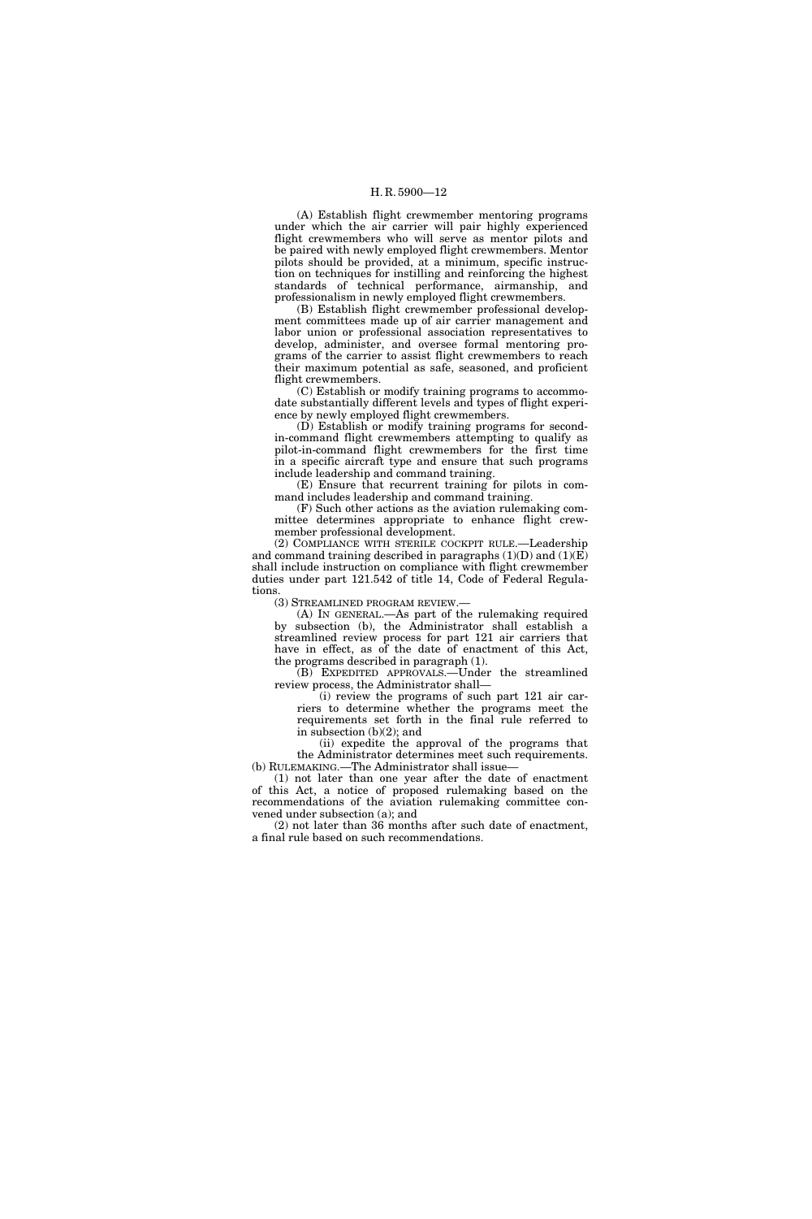(A) Establish flight crewmember mentoring programs under which the air carrier will pair highly experienced flight crewmembers who will serve as mentor pilots and be paired with newly employed flight crewmembers. Mentor pilots should be provided, at a minimum, specific instruction on techniques for instilling and reinforcing the highest standards of technical performance, airmanship, and professionalism in newly employed flight crewmembers.

(B) Establish flight crewmember professional development committees made up of air carrier management and labor union or professional association representatives to develop, administer, and oversee formal mentoring programs of the carrier to assist flight crewmembers to reach their maximum potential as safe, seasoned, and proficient flight crewmembers.

(C) Establish or modify training programs to accommodate substantially different levels and types of flight experience by newly employed flight crewmembers.

(D) Establish or modify training programs for second-in-command flight crewmembers attempting to qualify as pilot-in-command flight crewmembers for the first time in a specific aircraft type and ensure that such programs include leadership and command training.

(E) Ensure that recurrent training for pilots in command includes leadership and command training.

(F) Such other actions as the aviation rulemaking committee determines appropriate to enhance flight crewmember professional development.

(2) COMPLIANCE WITH STERILE COCKPIT RULE.—Leadership and command training described in paragraphs (1)(D) and (1)(E) shall include instruction on compliance with flight crewmember duties under part 121.542 of title 14, Code of Federal Regulations.

(3) STREAMLINED PROGRAM REVIEW.—

(A) IN GENERAL.—As part of the rulemaking required by subsection (b), the Administrator shall establish a streamlined review process for part 121 air carriers that have in effect, as of the date of enactment of this Act, the programs described in paragraph (1).

(B) EXPEDITED APPROVALS.—Under the streamlined review process, the Administrator shall—

(i) review the programs of such part 121 air carriers to determine whether the programs meet the requirements set forth in the final rule referred to in subsection (b)(2); and

(ii) expedite the approval of the programs that the Administrator determines meet such requirements.

(b) RULEMAKING.—The Administrator shall issue—

(1) not later than one year after the date of enactment of this Act, a notice of proposed rulemaking based on the recommendations of the aviation rulemaking committee convened under subsection (a); and

(2) not later than 36 months after such date of enactment, a final rule based on such recommendations.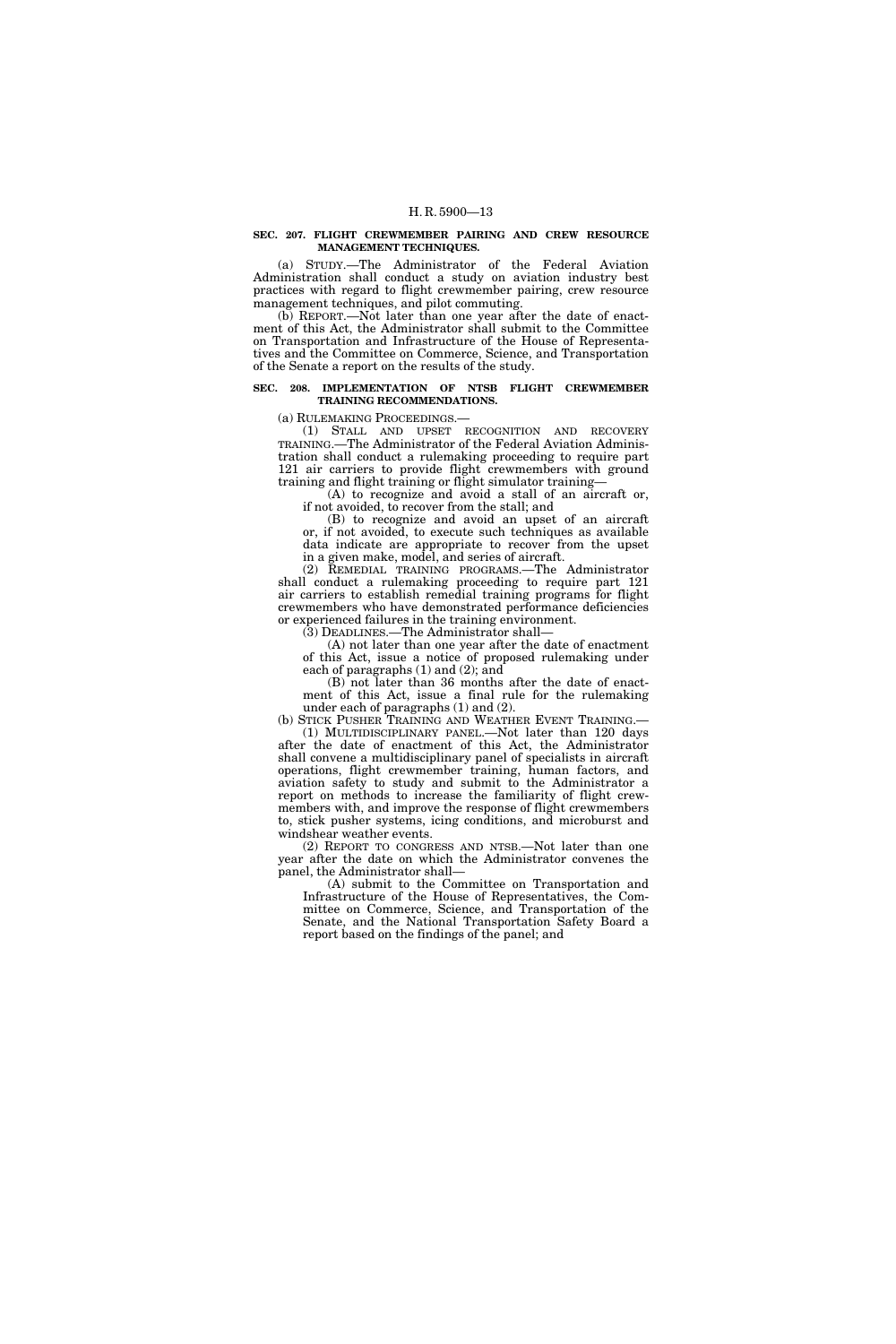**SEC. 207. FLIGHT CREWMEMBER PAIRING AND CREW RESOURCE MANAGEMENT TECHNIQUES.**

(a) STUDY.—The Administrator of the Federal Aviation Administration shall conduct a study on aviation industry best practices with regard to flight crewmember pairing, crew resource management techniques, and pilot commuting.

(b) REPORT.—Not later than one year after the date of enactment of this Act, the Administrator shall submit to the Committee on Transportation and Infrastructure of the House of Representatives and the Committee on Commerce, Science, and Transportation of the Senate a report on the results of the study.

**SEC. 208. IMPLEMENTATION OF NTSB FLIGHT CREWMEMBER TRAINING RECOMMENDATIONS.**

(a) RULEMAKING PROCEEDINGS.—

(1) STALL AND UPSET RECOGNITION AND RECOVERY TRAINING.—The Administrator of the Federal Aviation Administration shall conduct a rulemaking proceeding to require part 121 air carriers to provide flight crewmembers with ground training and flight training or flight simulator training—

(A) to recognize and avoid a stall of an aircraft or, if not avoided, to recover from the stall; and

(B) to recognize and avoid an upset of an aircraft or, if not avoided, to execute such techniques as available data indicate are appropriate to recover from the upset in a given make, model, and series of aircraft.

(2) REMEDIAL TRAINING PROGRAMS.—The Administrator shall conduct a rulemaking proceeding to require part 121 air carriers to establish remedial training programs for flight crewmembers who have demonstrated performance deficiencies or experienced failures in the training environment.

(3) DEADLINES.—The Administrator shall—

(A) not later than one year after the date of enactment of this Act, issue a notice of proposed rulemaking under each of paragraphs (1) and (2); and

(B) not later than 36 months after the date of enactment of this Act, issue a final rule for the rulemaking under each of paragraphs (1) and (2).

(b) STICK PUSHER TRAINING AND WEATHER EVENT TRAINING.—

(1) MULTIDISCIPLINARY PANEL.—Not later than 120 days after the date of enactment of this Act, the Administrator shall convene a multidisciplinary panel of specialists in aircraft operations, flight crewmember training, human factors, and aviation safety to study and submit to the Administrator a report on methods to increase the familiarity of flight crewmembers with, and improve the response of flight crewmembers to, stick pusher systems, icing conditions, and microburst and windshear weather events.

(2) REPORT TO CONGRESS AND NTSB.—Not later than one year after the date on which the Administrator convenes the panel, the Administrator shall—

(A) submit to the Committee on Transportation and Infrastructure of the House of Representatives, the Committee on Commerce, Science, and Transportation of the Senate, and the National Transportation Safety Board a report based on the findings of the panel; and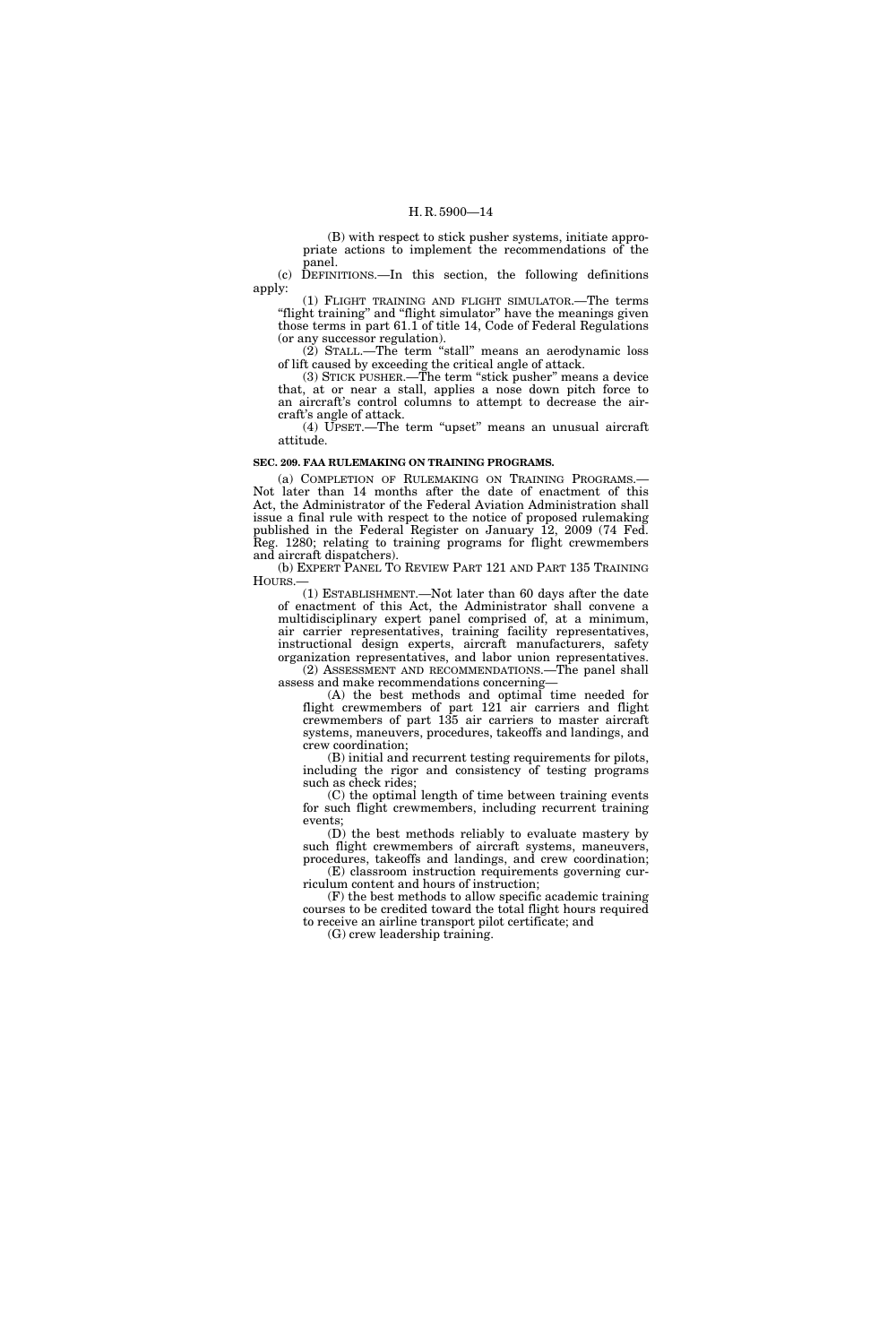(B) with respect to stick pusher systems, initiate appropriate actions to implement the recommendations of the panel.

(c) DEFINITIONS.—In this section, the following definitions apply:

(1) FLIGHT TRAINING AND FLIGHT SIMULATOR.—The terms "flight training" and "flight simulator" have the meanings given those terms in part 61.1 of title 14, Code of Federal Regulations (or any successor regulation).

(2) STALL.—The term "stall" means an aerodynamic loss of lift caused by exceeding the critical angle of attack.

(3) STICK PUSHER.—The term "stick pusher" means a device that, at or near a stall, applies a nose down pitch force to an aircraft's control columns to attempt to decrease the aircraft's angle of attack.

(4) UPSET.—The term "upset" means an unusual aircraft attitude.

**SEC. 209. FAA RULEMAKING ON TRAINING PROGRAMS.**

(a) COMPLETION OF RULEMAKING ON TRAINING PROGRAMS.— Not later than 14 months after the date of enactment of this Act, the Administrator of the Federal Aviation Administration shall issue a final rule with respect to the notice of proposed rulemaking published in the Federal Register on January 12, 2009 (74 Fed. Reg. 1280; relating to training programs for flight crewmembers and aircraft dispatchers).

(b) EXPERT PANEL TO REVIEW PART 121 AND PART 135 TRAINING HOURS.—

(1) ESTABLISHMENT.—Not later than 60 days after the date of enactment of this Act, the Administrator shall convene a multidisciplinary expert panel comprised of, at a minimum, air carrier representatives, training facility representatives, instructional design experts, aircraft manufacturers, safety organization representatives, and labor union representatives.

(2) ASSESSMENT AND RECOMMENDATIONS.—The panel shall assess and make recommendations concerning—

(A) the best methods and optimal time needed for flight crewmembers of part 121 air carriers and flight crewmembers of part 135 air carriers to master aircraft systems, maneuvers, procedures, takeoffs and landings, and crew coordination;

(B) initial and recurrent testing requirements for pilots, including the rigor and consistency of testing programs such as check rides;

(C) the optimal length of time between training events for such flight crewmembers, including recurrent training events;

(D) the best methods reliably to evaluate mastery by such flight crewmembers of aircraft systems, maneuvers, procedures, takeoffs and landings, and crew coordination;

(E) classroom instruction requirements governing curriculum content and hours of instruction;

(F) the best methods to allow specific academic training courses to be credited toward the total flight hours required to receive an airline transport pilot certificate; and

(G) crew leadership training.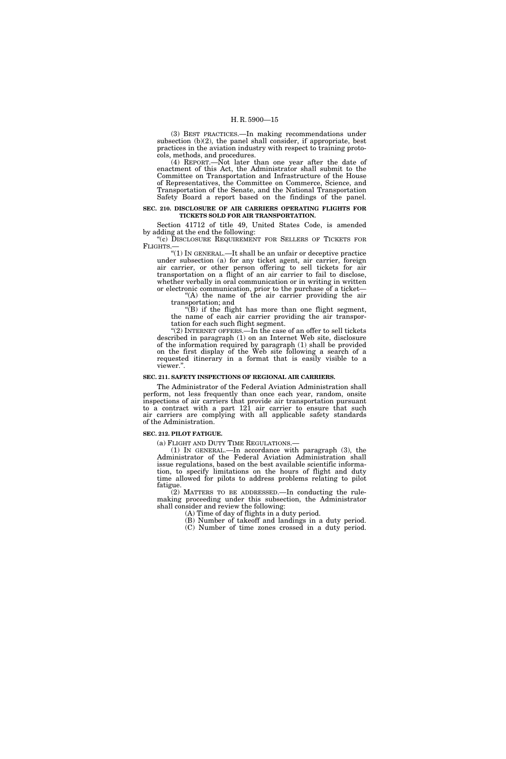(3) BEST PRACTICES.—In making recommendations under subsection (b)(2), the panel shall consider, if appropriate, best practices in the aviation industry with respect to training protocols, methods, and procedures.

(4) REPORT.—Not later than one year after the date of enactment of this Act, the Administrator shall submit to the Committee on Transportation and Infrastructure of the House of Representatives, the Committee on Commerce, Science, and Transportation of the Senate, and the National Transportation Safety Board a report based on the findings of the panel.

**SEC. 210. DISCLOSURE OF AIR CARRIERS OPERATING FLIGHTS FOR TICKETS SOLD FOR AIR TRANSPORTATION.**

Section 41712 of title 49, United States Code, is amended by adding at the end the following:

"(c) DISCLOSURE REQUIREMENT FOR SELLERS OF TICKETS FOR FLIGHTS.—

"(1) IN GENERAL.—It shall be an unfair or deceptive practice under subsection (a) for any ticket agent, air carrier, foreign air carrier, or other person offering to sell tickets for air transportation on a flight of an air carrier to fail to disclose, whether verbally in oral communication or in writing in written or electronic communication, prior to the purchase of a ticket—

"(A) the name of the air carrier providing the air transportation; and

"(B) if the flight has more than one flight segment, the name of each air carrier providing the air transportation for each such flight segment.

"(2) INTERNET OFFERS.—In the case of an offer to sell tickets described in paragraph (1) on an Internet Web site, disclosure of the information required by paragraph (1) shall be provided on the first display of the Web site following a search of a requested itinerary in a format that is easily visible to a viewer.".

**SEC. 211. SAFETY INSPECTIONS OF REGIONAL AIR CARRIERS.**

The Administrator of the Federal Aviation Administration shall perform, not less frequently than once each year, random, onsite inspections of air carriers that provide air transportation pursuant to a contract with a part 121 air carrier to ensure that such air carriers are complying with all applicable safety standards of the Administration.

**SEC. 212. PILOT FATIGUE.**

(a) FLIGHT AND DUTY TIME REGULATIONS.—

(1) IN GENERAL.—In accordance with paragraph (3), the Administrator of the Federal Aviation Administration shall issue regulations, based on the best available scientific information, to specify limitations on the hours of flight and duty time allowed for pilots to address problems relating to pilot fatigue.

(2) MATTERS TO BE ADDRESSED.—In conducting the rulemaking proceeding under this subsection, the Administrator shall consider and review the following:

(A) Time of day of flights in a duty period.

(B) Number of takeoff and landings in a duty period.

(C) Number of time zones crossed in a duty period.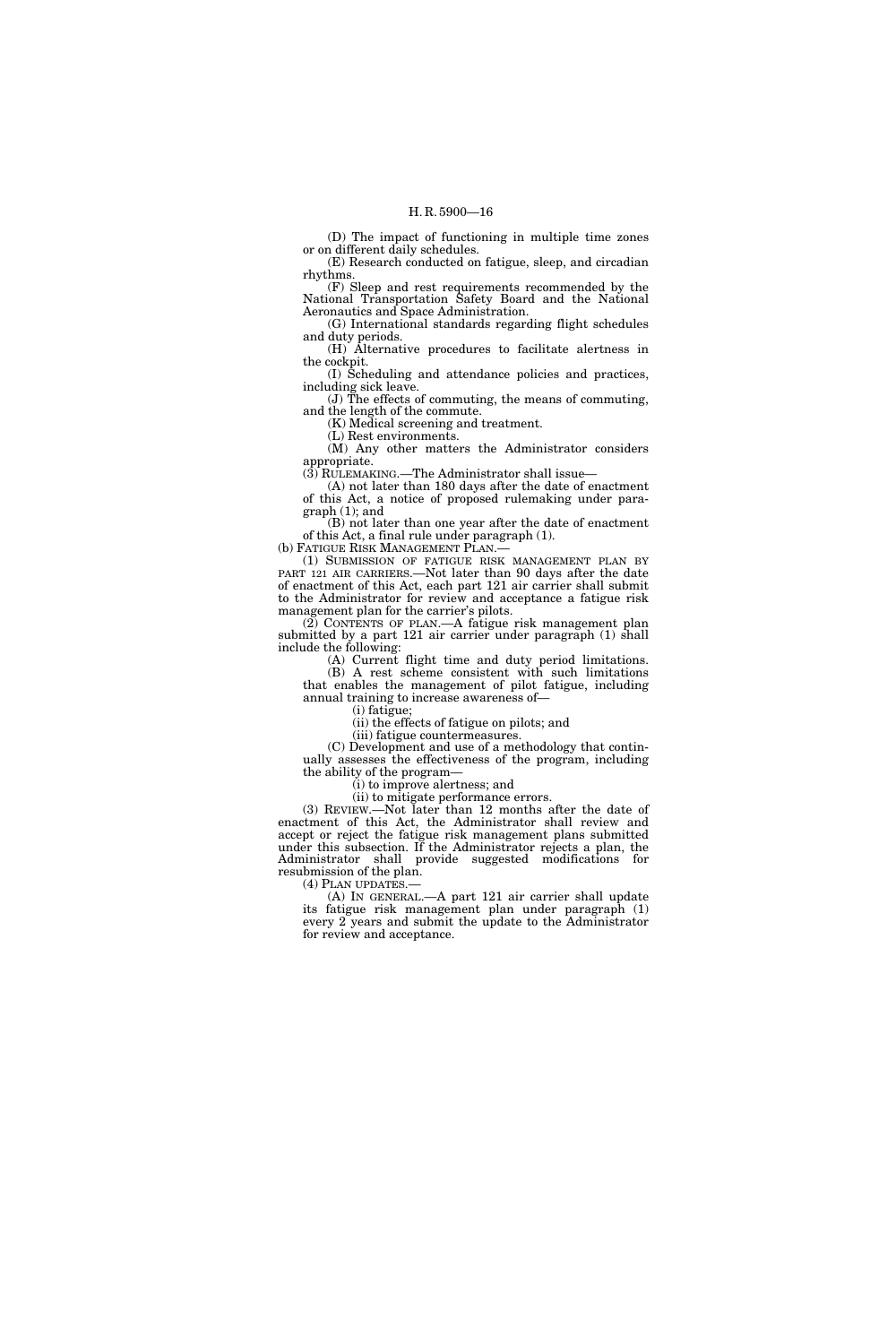(D) The impact of functioning in multiple time zones or on different daily schedules.

(E) Research conducted on fatigue, sleep, and circadian rhythms.

(F) Sleep and rest requirements recommended by the National Transportation Safety Board and the National Aeronautics and Space Administration.

(G) International standards regarding flight schedules and duty periods.

(H) Alternative procedures to facilitate alertness in the cockpit.

(I) Scheduling and attendance policies and practices, including sick leave.

(J) The effects of commuting, the means of commuting, and the length of the commute.

(K) Medical screening and treatment.

(L) Rest environments.

(M) Any other matters the Administrator considers appropriate.

(3) RULEMAKING.—The Administrator shall issue—

(A) not later than 180 days after the date of enactment of this Act, a notice of proposed rulemaking under paragraph (1); and

(B) not later than one year after the date of enactment of this Act, a final rule under paragraph (1).

(b) FATIGUE RISK MANAGEMENT PLAN.—

(1) SUBMISSION OF FATIGUE RISK MANAGEMENT PLAN BY PART 121 AIR CARRIERS.—Not later than 90 days after the date of enactment of this Act, each part 121 air carrier shall submit to the Administrator for review and acceptance a fatigue risk management plan for the carrier's pilots.

(2) CONTENTS OF PLAN.—A fatigue risk management plan submitted by a part 121 air carrier under paragraph (1) shall include the following:

(A) Current flight time and duty period limitations.

(B) A rest scheme consistent with such limitations that enables the management of pilot fatigue, including annual training to increase awareness of—

(i) fatigue;

(ii) the effects of fatigue on pilots; and

(iii) fatigue countermeasures.

(C) Development and use of a methodology that continually assesses the effectiveness of the program, including the ability of the program—

(i) to improve alertness; and

(ii) to mitigate performance errors.

(3) REVIEW.—Not later than 12 months after the date of enactment of this Act, the Administrator shall review and accept or reject the fatigue risk management plans submitted under this subsection. If the Administrator rejects a plan, the Administrator shall provide suggested modifications for resubmission of the plan.

(4) PLAN UPDATES.—

(A) IN GENERAL.—A part 121 air carrier shall update its fatigue risk management plan under paragraph (1) every 2 years and submit the update to the Administrator for review and acceptance.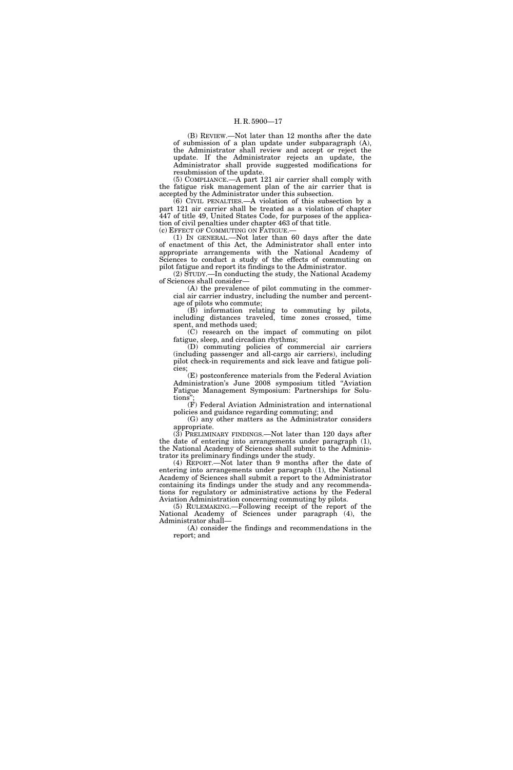(B) REVIEW.—Not later than 12 months after the date of submission of a plan update under subparagraph (A), the Administrator shall review and accept or reject the update. If the Administrator rejects an update, the Administrator shall provide suggested modifications for resubmission of the update.

(5) COMPLIANCE.—A part 121 air carrier shall comply with the fatigue risk management plan of the air carrier that is accepted by the Administrator under this subsection.

(6) CIVIL PENALTIES.—A violation of this subsection by a part 121 air carrier shall be treated as a violation of chapter 447 of title 49, United States Code, for purposes of the application of civil penalties under chapter 463 of that title.

(c) EFFECT OF COMMUTING ON FATIGUE.—

(1) IN GENERAL.—Not later than 60 days after the date of enactment of this Act, the Administrator shall enter into appropriate arrangements with the National Academy of Sciences to conduct a study of the effects of commuting on pilot fatigue and report its findings to the Administrator.

(2) STUDY.—In conducting the study, the National Academy of Sciences shall consider—

(A) the prevalence of pilot commuting in the commercial air carrier industry, including the number and percentage of pilots who commute;

(B) information relating to commuting by pilots, including distances traveled, time zones crossed, time spent, and methods used;

(C) research on the impact of commuting on pilot fatigue, sleep, and circadian rhythms;

(D) commuting policies of commercial air carriers (including passenger and all-cargo air carriers), including pilot check-in requirements and sick leave and fatigue policies;

(E) postconference materials from the Federal Aviation Administration's June 2008 symposium titled "Aviation Fatigue Management Symposium: Partnerships for Solutions";

(F) Federal Aviation Administration and international policies and guidance regarding commuting; and

(G) any other matters as the Administrator considers appropriate.

(3) PRELIMINARY FINDINGS.—Not later than 120 days after the date of entering into arrangements under paragraph (1), the National Academy of Sciences shall submit to the Administrator its preliminary findings under the study.

(4) REPORT.—Not later than 9 months after the date of entering into arrangements under paragraph (1), the National Academy of Sciences shall submit a report to the Administrator containing its findings under the study and any recommendations for regulatory or administrative actions by the Federal Aviation Administration concerning commuting by pilots.

(5) RULEMAKING.—Following receipt of the report of the National Academy of Sciences under paragraph (4), the Administrator shall—

(A) consider the findings and recommendations in the report; and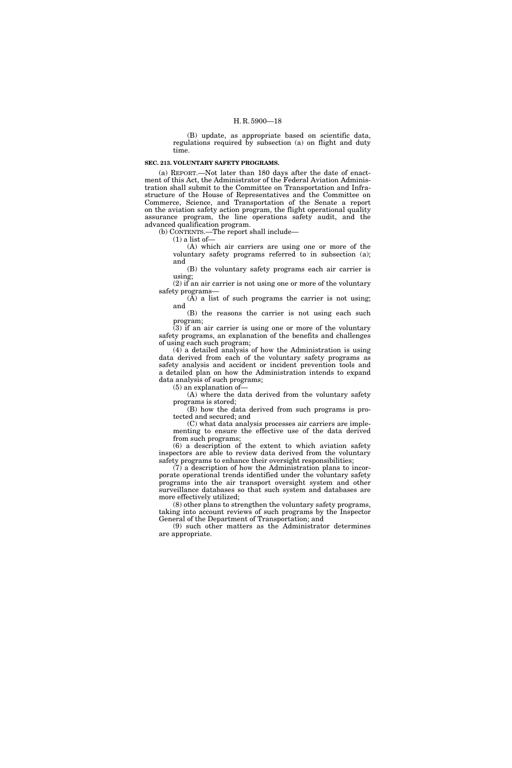(B) update, as appropriate based on scientific data, regulations required by subsection (a) on flight and duty time.

**SEC. 213. VOLUNTARY SAFETY PROGRAMS.**

(a) REPORT.—Not later than 180 days after the date of enactment of this Act, the Administrator of the Federal Aviation Administration shall submit to the Committee on Transportation and Infrastructure of the House of Representatives and the Committee on Commerce, Science, and Transportation of the Senate a report on the aviation safety action program, the flight operational quality assurance program, the line operations safety audit, and the advanced qualification program.

(b) CONTENTS.—The report shall include—

(1) a list of—

(A) which air carriers are using one or more of the voluntary safety programs referred to in subsection (a); and

(B) the voluntary safety programs each air carrier is using;

(2) if an air carrier is not using one or more of the voluntary safety programs—

(A) a list of such programs the carrier is not using; and

(B) the reasons the carrier is not using each such program;

(3) if an air carrier is using one or more of the voluntary safety programs, an explanation of the benefits and challenges of using each such program;

(4) a detailed analysis of how the Administration is using data derived from each of the voluntary safety programs as safety analysis and accident or incident prevention tools and a detailed plan on how the Administration intends to expand data analysis of such programs;

(5) an explanation of—

(A) where the data derived from the voluntary safety programs is stored;

(B) how the data derived from such programs is protected and secured; and

(C) what data analysis processes air carriers are implementing to ensure the effective use of the data derived from such programs;

(6) a description of the extent to which aviation safety inspectors are able to review data derived from the voluntary safety programs to enhance their oversight responsibilities;

(7) a description of how the Administration plans to incorporate operational trends identified under the voluntary safety programs into the air transport oversight system and other surveillance databases so that such system and databases are more effectively utilized;

(8) other plans to strengthen the voluntary safety programs, taking into account reviews of such programs by the Inspector General of the Department of Transportation; and

(9) such other matters as the Administrator determines are appropriate.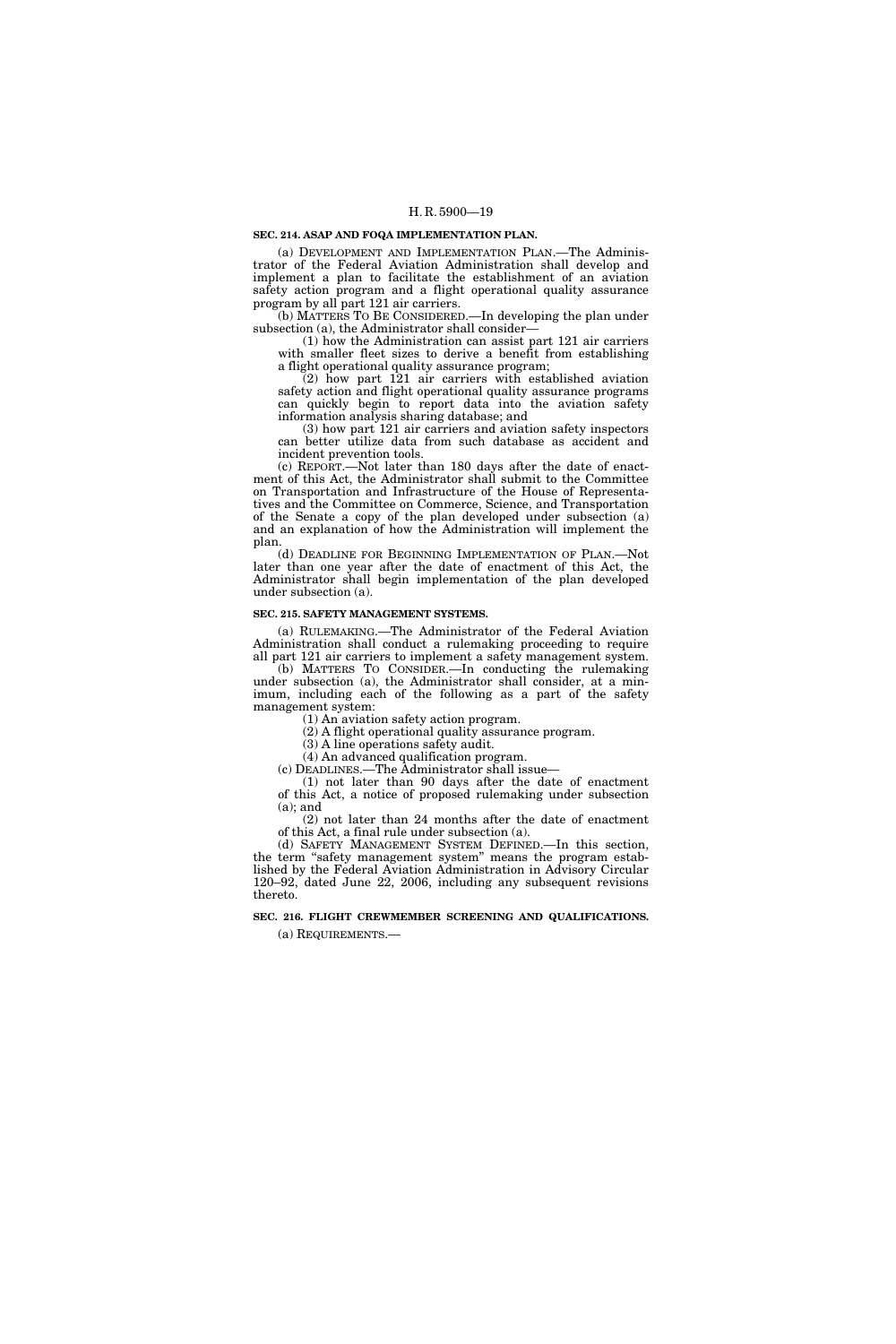**SEC. 214. ASAP AND FOQA IMPLEMENTATION PLAN.**

(a) DEVELOPMENT AND IMPLEMENTATION PLAN.—The Administrator of the Federal Aviation Administration shall develop and implement a plan to facilitate the establishment of an aviation safety action program and a flight operational quality assurance program by all part 121 air carriers.

(b) MATTERS TO BE CONSIDERED.—In developing the plan under subsection (a), the Administrator shall consider—

(1) how the Administration can assist part 121 air carriers with smaller fleet sizes to derive a benefit from establishing a flight operational quality assurance program;

(2) how part 121 air carriers with established aviation safety action and flight operational quality assurance programs can quickly begin to report data into the aviation safety information analysis sharing database; and

(3) how part 121 air carriers and aviation safety inspectors can better utilize data from such database as accident and incident prevention tools.

(c) REPORT.—Not later than 180 days after the date of enactment of this Act, the Administrator shall submit to the Committee on Transportation and Infrastructure of the House of Representatives and the Committee on Commerce, Science, and Transportation of the Senate a copy of the plan developed under subsection (a) and an explanation of how the Administration will implement the plan.

(d) DEADLINE FOR BEGINNING IMPLEMENTATION OF PLAN.—Not later than one year after the date of enactment of this Act, the Administrator shall begin implementation of the plan developed under subsection (a).

**SEC. 215. SAFETY MANAGEMENT SYSTEMS.**

(a) RULEMAKING.—The Administrator of the Federal Aviation Administration shall conduct a rulemaking proceeding to require all part 121 air carriers to implement a safety management system.

(b) MATTERS TO CONSIDER.—In conducting the rulemaking under subsection (a), the Administrator shall consider, at a minimum, including each of the following as a part of the safety management system:

(1) An aviation safety action program.

(2) A flight operational quality assurance program.

(3) A line operations safety audit.

(4) An advanced qualification program.

(c) DEADLINES.—The Administrator shall issue—

(1) not later than 90 days after the date of enactment of this Act, a notice of proposed rulemaking under subsection (a); and

(2) not later than 24 months after the date of enactment of this Act, a final rule under subsection (a).

(d) SAFETY MANAGEMENT SYSTEM DEFINED.—In this section, the term "safety management system" means the program established by the Federal Aviation Administration in Advisory Circular 120–92, dated June 22, 2006, including any subsequent revisions thereto.

**SEC. 216. FLIGHT CREWMEMBER SCREENING AND QUALIFICATIONS.**

(a) REQUIREMENTS.—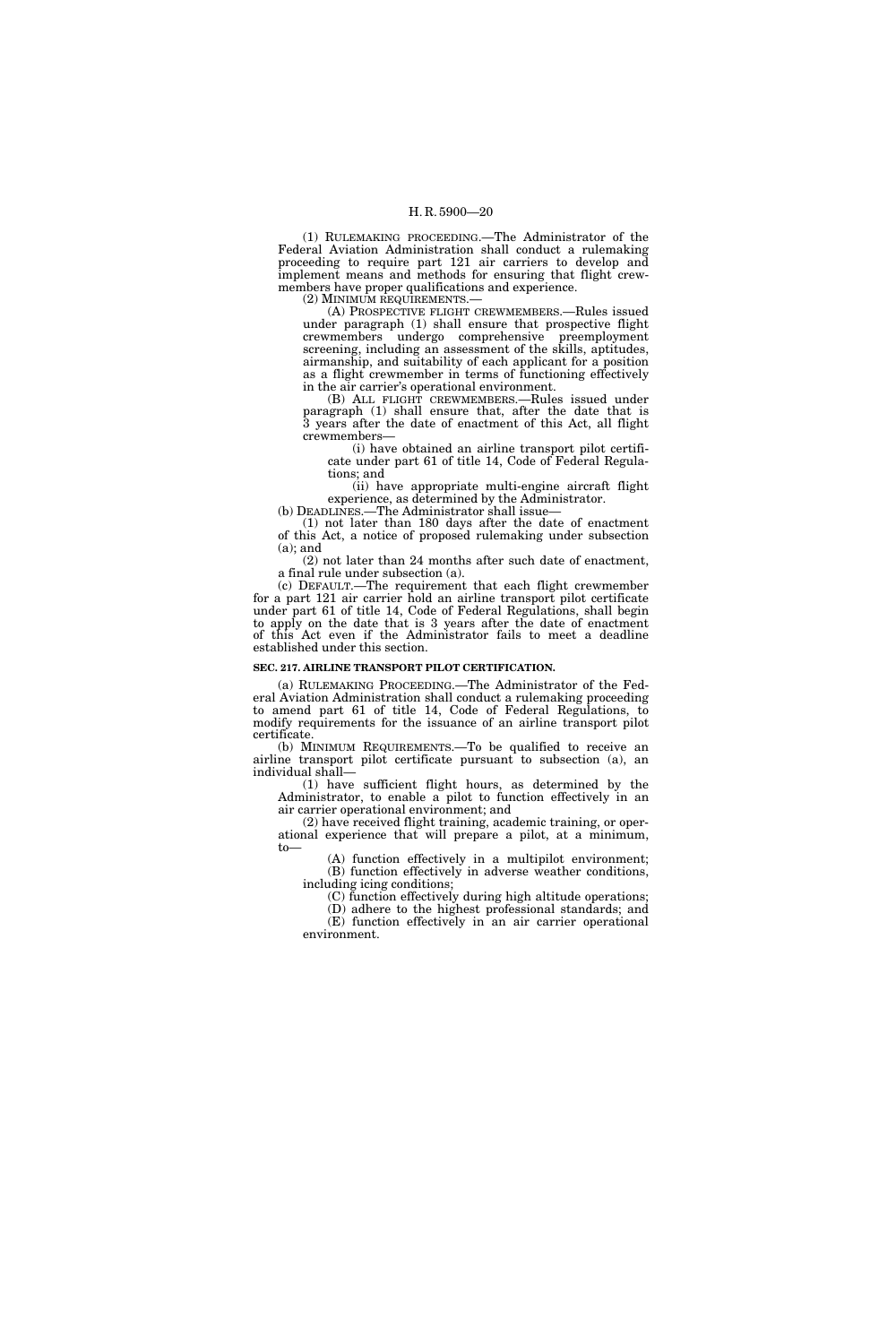(1) RULEMAKING PROCEEDING.—The Administrator of the Federal Aviation Administration shall conduct a rulemaking proceeding to require part 121 air carriers to develop and implement means and methods for ensuring that flight crewmembers have proper qualifications and experience.

(2) MINIMUM REQUIREMENTS.—

(A) PROSPECTIVE FLIGHT CREWMEMBERS.—Rules issued under paragraph (1) shall ensure that prospective flight crewmembers undergo comprehensive preemployment screening, including an assessment of the skills, aptitudes, airmanship, and suitability of each applicant for a position as a flight crewmember in terms of functioning effectively in the air carrier's operational environment.

(B) ALL FLIGHT CREWMEMBERS.—Rules issued under paragraph (1) shall ensure that, after the date that is 3 years after the date of enactment of this Act, all flight crewmembers—

(i) have obtained an airline transport pilot certificate under part 61 of title 14, Code of Federal Regulations; and

(ii) have appropriate multi-engine aircraft flight experience, as determined by the Administrator.

(b) DEADLINES.—The Administrator shall issue—

(1) not later than 180 days after the date of enactment of this Act, a notice of proposed rulemaking under subsection (a); and

(2) not later than 24 months after such date of enactment, a final rule under subsection (a).

(c) DEFAULT.—The requirement that each flight crewmember for a part 121 air carrier hold an airline transport pilot certificate under part 61 of title 14, Code of Federal Regulations, shall begin to apply on the date that is 3 years after the date of enactment of this Act even if the Administrator fails to meet a deadline established under this section.

**SEC. 217. AIRLINE TRANSPORT PILOT CERTIFICATION.**

(a) RULEMAKING PROCEEDING.—The Administrator of the Federal Aviation Administration shall conduct a rulemaking proceeding to amend part 61 of title 14, Code of Federal Regulations, to modify requirements for the issuance of an airline transport pilot certificate.

(b) MINIMUM REQUIREMENTS.—To be qualified to receive an airline transport pilot certificate pursuant to subsection (a), an individual shall—

(1) have sufficient flight hours, as determined by the Administrator, to enable a pilot to function effectively in an air carrier operational environment; and

(2) have received flight training, academic training, or operational experience that will prepare a pilot, at a minimum, to—

(A) function effectively in a multipilot environment;

(B) function effectively in adverse weather conditions, including icing conditions;

(C) function effectively during high altitude operations;

(D) adhere to the highest professional standards; and

(E) function effectively in an air carrier operational environment.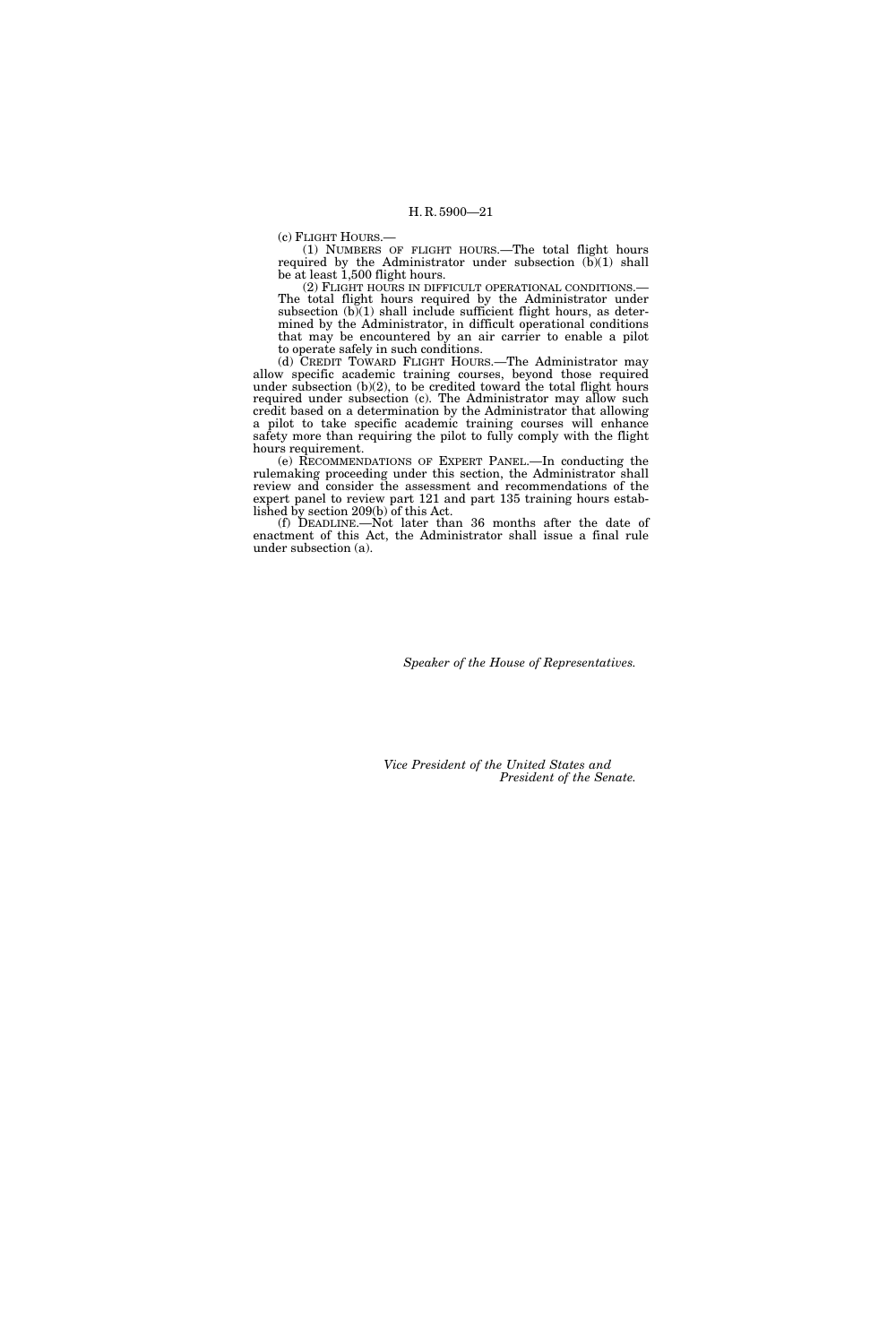(c) FLIGHT HOURS.—

(1) NUMBERS OF FLIGHT HOURS.—The total flight hours required by the Administrator under subsection (b)(1) shall be at least 1,500 flight hours.

(2) FLIGHT HOURS IN DIFFICULT OPERATIONAL CONDITIONS.—The total flight hours required by the Administrator under subsection (b)(1) shall include sufficient flight hours, as determined by the Administrator, in difficult operational conditions that may be encountered by an air carrier to enable a pilot to operate safely in such conditions.

(d) CREDIT TOWARD FLIGHT HOURS.—The Administrator may allow specific academic training courses, beyond those required under subsection (b)(2), to be credited toward the total flight hours required under subsection (c). The Administrator may allow such credit based on a determination by the Administrator that allowing a pilot to take specific academic training courses will enhance safety more than requiring the pilot to fully comply with the flight hours requirement.

(e) RECOMMENDATIONS OF EXPERT PANEL.—In conducting the rulemaking proceeding under this section, the Administrator shall review and consider the assessment and recommendations of the expert panel to review part 121 and part 135 training hours established by section 209(b) of this Act.

(f) DEADLINE.—Not later than 36 months after the date of enactment of this Act, the Administrator shall issue a final rule under subsection (a).

*Speaker of the House of Representatives.*

*Vice President of the United States and President of the Senate.*